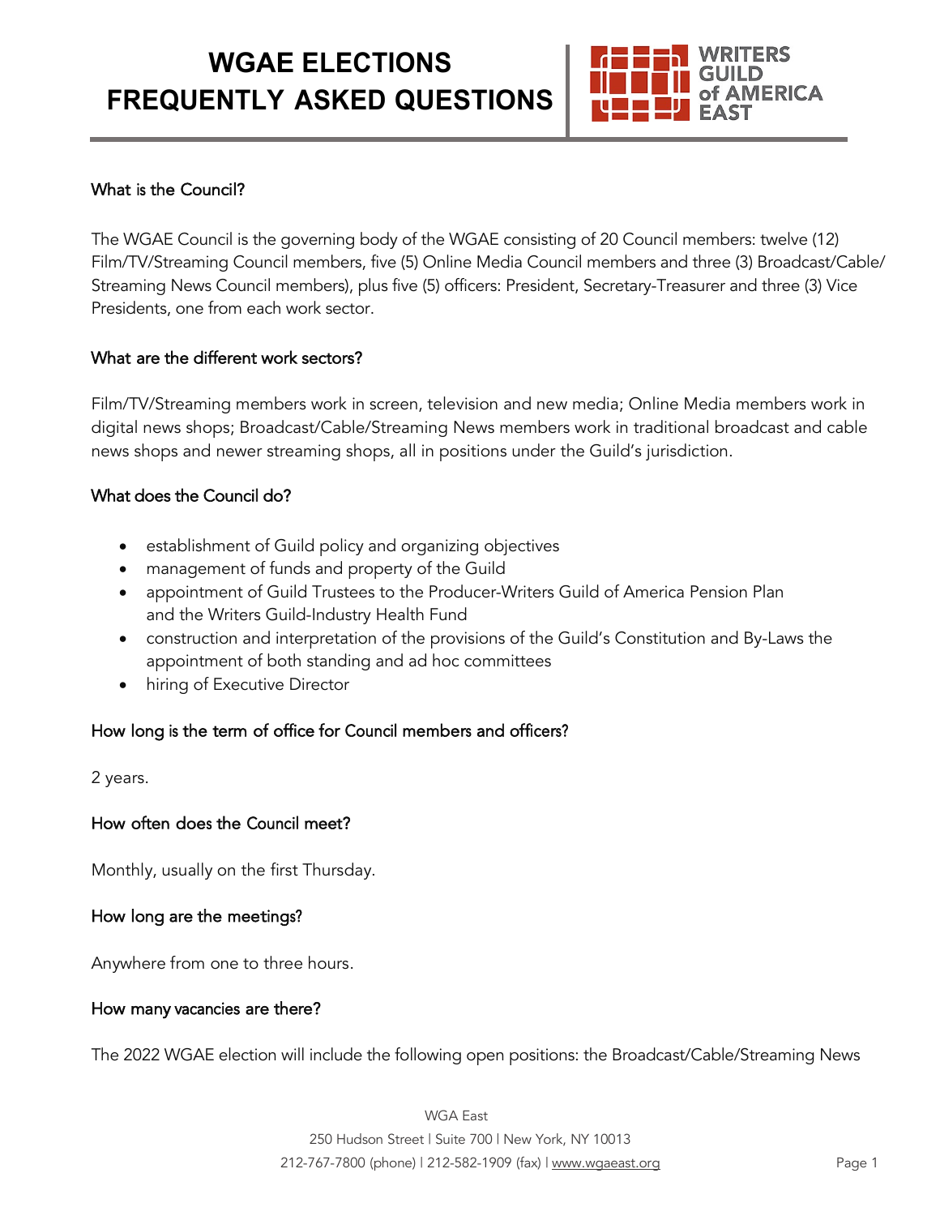# WGAE ELECTIONS FREQUENTLY ASKED QUESTIONS

WRITERS GUILD of AMERICA EAST

## What is the Council?

The WGAE Council is the governing body of the WGAE consisting of 20 Council members: twelve (12) Film/TV/Streaming Council members, five (5) Online Media Council members and three (3) Broadcast/Cable/ Streaming News Council members), plus five (5) officers: President, Secretary-Treasurer and three (3) Vice Presidents, one from each work sector.

## What are the different work sectors?

Film/TV/Streaming members work in screen, television and new media; Online Media members work in digital news shops; Broadcast/Cable/Streaming News members work in traditional broadcast and cable news shops and newer streaming shops, all in positions under the Guild's jurisdiction.

## What does the Council do?

- establishment of Guild policy and organizing objectives
- management of funds and property of the Guild
- appointment of Guild Trustees to the Producer-Writers Guild of America Pension Plan and the Writers Guild-Industry Health Fund
- construction and interpretation of the provisions of the Guild's Constitution and By-Laws the appointment of both standing and ad hoc committees
- hiring of Executive Director

## How long is the term of office for Council members and officers?

2 years.

## How often does the Council meet?

Monthly, usually on the first Thursday.

## How long are the meetings?

Anywhere from one to three hours.

## How many vacancies are there?

The 2022 WGAE election will include the following open positions: the Broadcast/Cable/Streaming News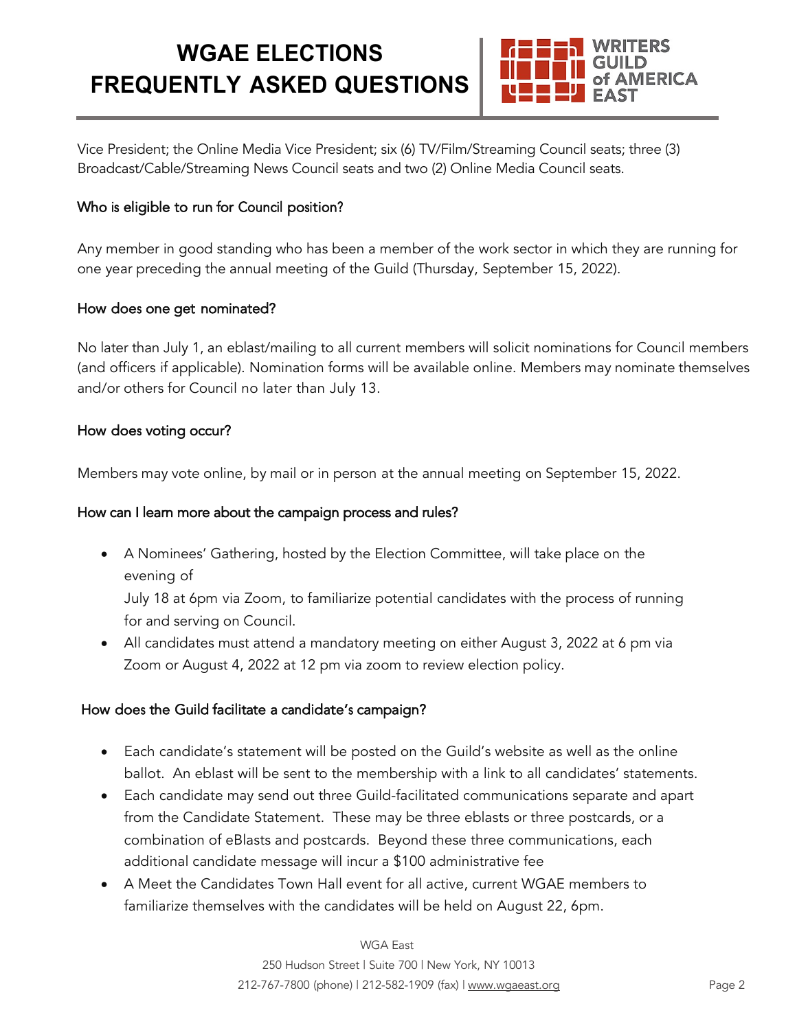Vice President; the Online Media Vice President; six (6) TV/Film/Streaming Council seats; three (3) Broadcast/Cable/Streaming News Council seats and two (2) Online Media Council seats.

### Who is eligible to run for Council position?

Any member in good standing who has been a member of the work sector in which they are running for one year preceding the annual meeting of the Guild (Thursday, September 15, 2022).

### How does one get nominated?

No later than July 1, an eblast/mailing to all current members will solicit nominations for Council members (and officers if applicable). Nomination forms will be available online. Members may nominate themselves and/or others for Council no later than July 13.

### How does voting occur?

Members may vote online, by mail or in person at the annual meeting on September 15, 2022.

### How can I learn more about the campaign process and rules?

- A Nominees' Gathering, hosted by the Election Committee, will take place on the evening of July 18 at 6pm via Zoom, to familiarize potential candidates with the process of running for and serving on Council.
- All candidates must attend a mandatory meeting on either August 3, 2022 at 6 pm via Zoom or August 4, 2022 at 12 pm via zoom to review election policy.

### How does the Guild facilitate a candidate's campaign?

- Each candidate's statement will be posted on the Guild's website as well as the online ballot. An eblast will be sent to the membership with a link to all candidates' statements.
- Each candidate may send out three Guild-facilitated communications separate and apart from the Candidate Statement. These may be three eblasts or three postcards, or a combination of eBlasts and postcards. Beyond these three communications, each additional candidate message will incur a $100 administrative fee
- A Meet the Candidates Town Hall event for all active, current WGAE members to familiarize themselves with the candidates will be held on August 22, 6pm.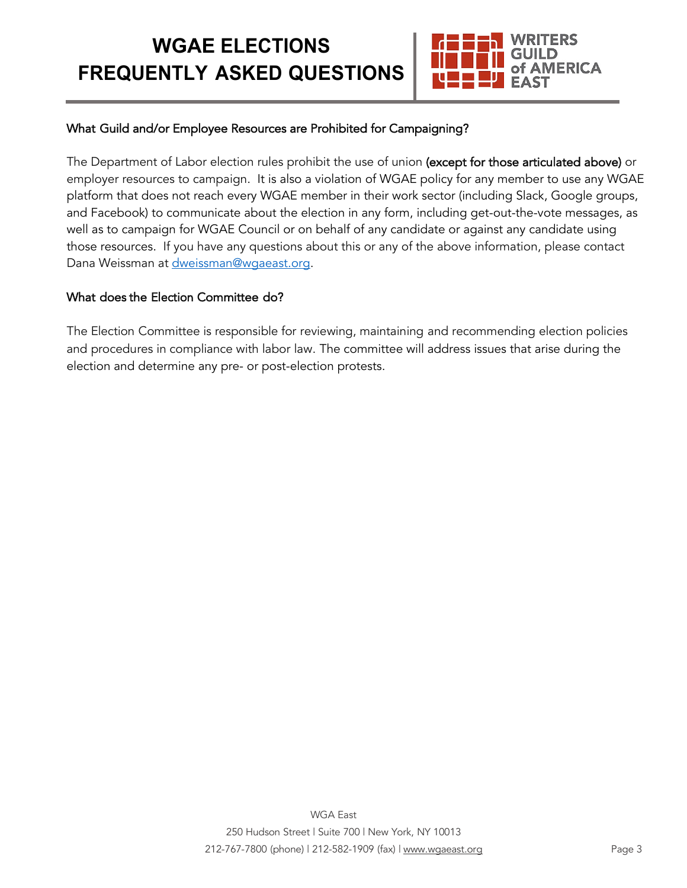### What Guild and/or Employee Resources are Prohibited for Campaigning?

The Department of Labor election rules prohibit the use of union **(except for those articulated above)** or employer resources to campaign. It is also a violation of WGAE policy for any member to use any WGAE platform that does not reach every WGAE member in their work sector (including Slack, Google groups, and Facebook) to communicate about the election in any form, including get-out-the-vote messages, as well as to campaign for WGAE Council or on behalf of any candidate or against any candidate using those resources. If you have any questions about this or any of the above information, please contact Dana Weissman at dweissman@wgaeast.org.

### What does the Election Committee do?

The Election Committee is responsible for reviewing, maintaining and recommending election policies and procedures in compliance with labor law. The committee will address issues that arise during the election and determine any pre- or post-election protests.